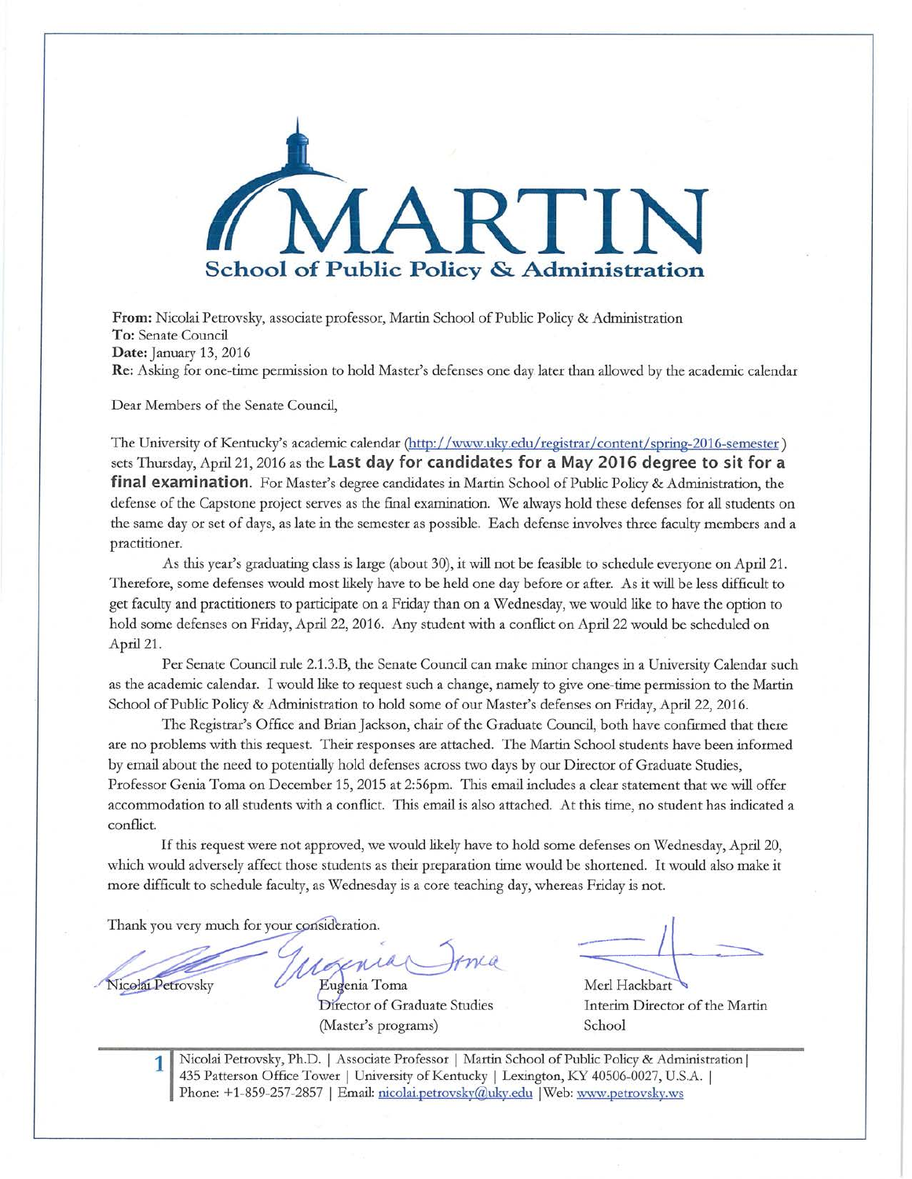# MARTIN

## School of Public Policy & Administration

**From:** Nicolai Petrovsky, associate professor, Martin School of Public Policy & Administration
**To:** Senate Council
**Date:** January 13, 2016
**Re:** Asking for one-time permission to hold Master's defenses one day later than allowed by the academic calendar

Dear Members of the Senate Council,

The University of Kentucky's academic calendar (http://www.uky.edu/registrar/content/spring-2016-semester) sets Thursday, April 21, 2016 as the **Last day for candidates for a May 2016 degree to sit for a final examination**. For Master's degree candidates in Martin School of Public Policy & Administration, the defense of the Capstone project serves as the final examination. We always hold these defenses for all students on the same day or set of days, as late in the semester as possible. Each defense involves three faculty members and a practitioner.

As this year's graduating class is large (about 30), it will not be feasible to schedule everyone on April 21. Therefore, some defenses would most likely have to be held one day before or after. As it will be less difficult to get faculty and practitioners to participate on a Friday than on a Wednesday, we would like to have the option to hold some defenses on Friday, April 22, 2016. Any student with a conflict on April 22 would be scheduled on April 21.

Per Senate Council rule 2.1.3.B, the Senate Council can make minor changes in a University Calendar such as the academic calendar. I would like to request such a change, namely to give one-time permission to the Martin School of Public Policy & Administration to hold some of our Master's defenses on Friday, April 22, 2016.

The Registrar's Office and Brian Jackson, chair of the Graduate Council, both have confirmed that there are no problems with this request. Their responses are attached. The Martin School students have been informed by email about the need to potentially hold defenses across two days by our Director of Graduate Studies, Professor Genia Toma on December 15, 2015 at 2:56pm. This email includes a clear statement that we will offer accommodation to all students with a conflict. This email is also attached. At this time, no student has indicated a conflict.

If this request were not approved, we would likely have to hold some defenses on Wednesday, April 20, which would adversely affect those students as their preparation time would be shortened. It would also make it more difficult to schedule faculty, as Wednesday is a core teaching day, whereas Friday is not.

Thank you very much for your consideration.

Nicolai Petrovsky

Eugenia Toma
Director of Graduate Studies
(Master's programs)

Merl Hackbart
Interim Director of the Martin School

Nicolai Petrovsky, Ph.D. | Associate Professor | Martin School of Public Policy & Administration | 435 Patterson Office Tower | University of Kentucky | Lexington, KY 40506-0027, U.S.A. | Phone: +1-859-257-2857 | Email: nicolai.petrovsky@uky.edu | Web: www.petrovsky.ws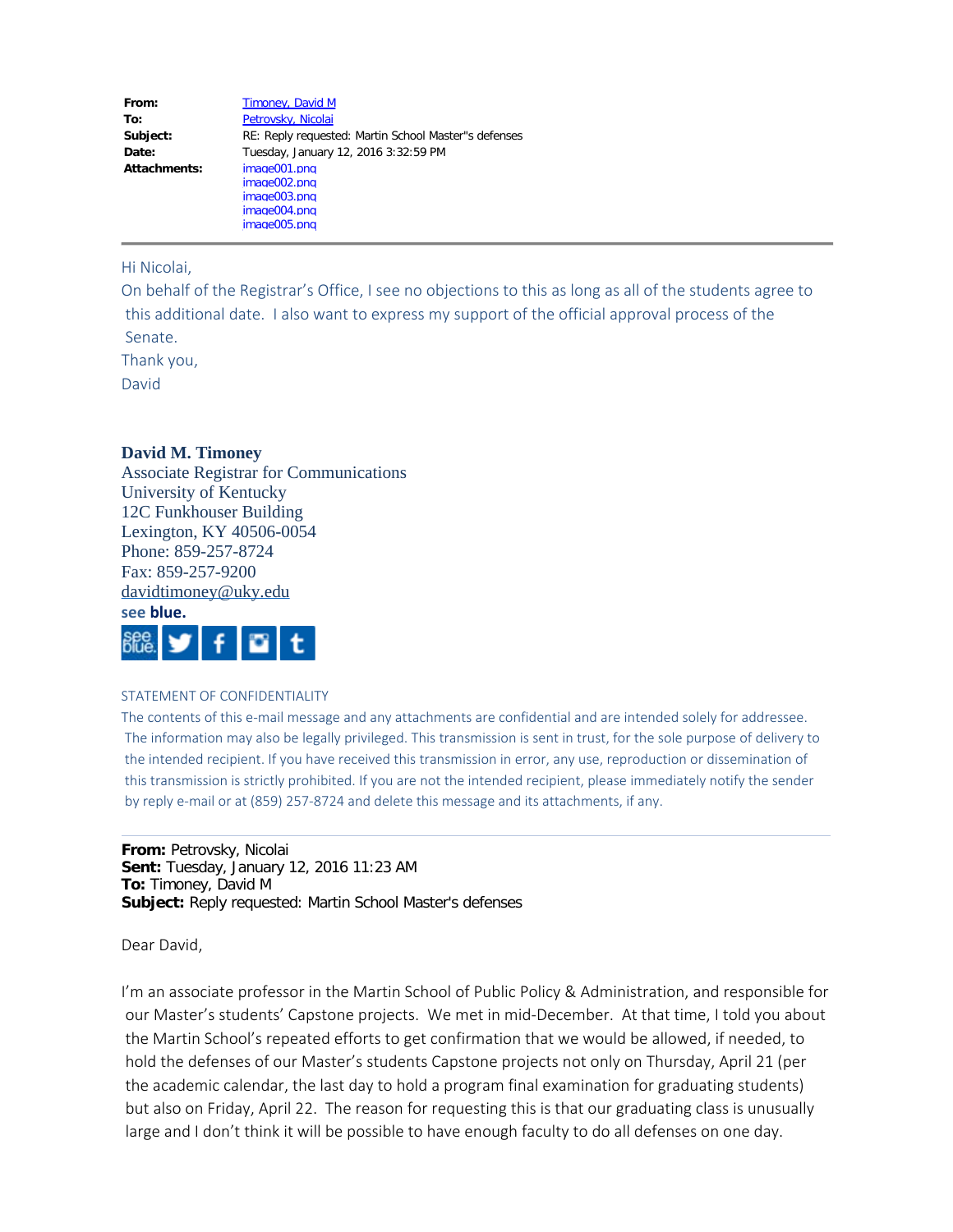| | |
|---|---|
| **From:** | Timoney, David M |
| **To:** | Petrovsky, Nicolai |
| **Subject:** | RE: Reply requested: Martin School Master''s defenses |
| **Date:** | Tuesday, January 12, 2016 3:32:59 PM |
| **Attachments:** | image001.png<br>image002.png<br>image003.png<br>image004.png<br>image005.png |

---

Hi Nicolai,

On behalf of the Registrar's Office, I see no objections to this as long as all of the students agree to this additional date. I also want to express my support of the official approval process of the Senate.

Thank you,

David

**David M. Timoney**
Associate Registrar for Communications
University of Kentucky
12C Funkhouser Building
Lexington, KY 40506-0054
Phone: 859-257-8724
Fax: 859-257-9200
davidtimoney@uky.edu
see **blue.**

STATEMENT OF CONFIDENTIALITY

The contents of this e-mail message and any attachments are confidential and are intended solely for addressee. The information may also be legally privileged. This transmission is sent in trust, for the sole purpose of delivery to the intended recipient. If you have received this transmission in error, any use, reproduction or dissemination of this transmission is strictly prohibited. If you are not the intended recipient, please immediately notify the sender by reply e-mail or at (859) 257-8724 and delete this message and its attachments, if any.

---

**From:** Petrovsky, Nicolai
**Sent:** Tuesday, January 12, 2016 11:23 AM
**To:** Timoney, David M
**Subject:** Reply requested: Martin School Master's defenses

Dear David,

I'm an associate professor in the Martin School of Public Policy & Administration, and responsible for our Master's students' Capstone projects. We met in mid-December. At that time, I told you about the Martin School's repeated efforts to get confirmation that we would be allowed, if needed, to hold the defenses of our Master's students Capstone projects not only on Thursday, April 21 (per the academic calendar, the last day to hold a program final examination for graduating students) but also on Friday, April 22. The reason for requesting this is that our graduating class is unusually large and I don't think it will be possible to have enough faculty to do all defenses on one day.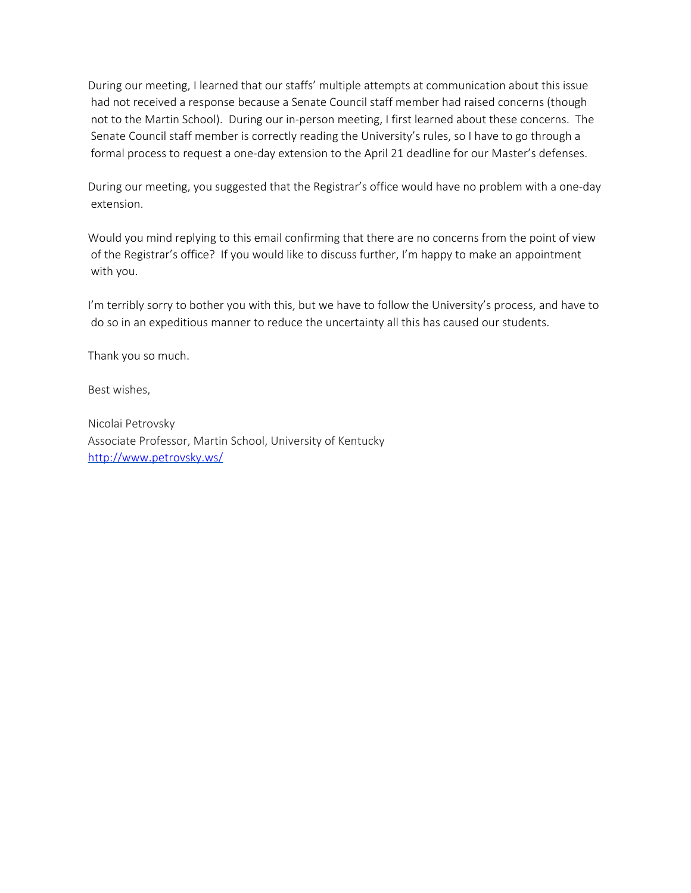During our meeting, I learned that our staffs' multiple attempts at communication about this issue had not received a response because a Senate Council staff member had raised concerns (though not to the Martin School). During our in-person meeting, I first learned about these concerns. The Senate Council staff member is correctly reading the University's rules, so I have to go through a formal process to request a one-day extension to the April 21 deadline for our Master's defenses.

During our meeting, you suggested that the Registrar's office would have no problem with a one-day extension.

Would you mind replying to this email confirming that there are no concerns from the point of view of the Registrar's office? If you would like to discuss further, I'm happy to make an appointment with you.

I'm terribly sorry to bother you with this, but we have to follow the University's process, and have to do so in an expeditious manner to reduce the uncertainty all this has caused our students.

Thank you so much.

Best wishes,

Nicolai Petrovsky  
Associate Professor, Martin School, University of Kentucky  
[http://www.petrovsky.ws/](http://www.petrovsky.ws/)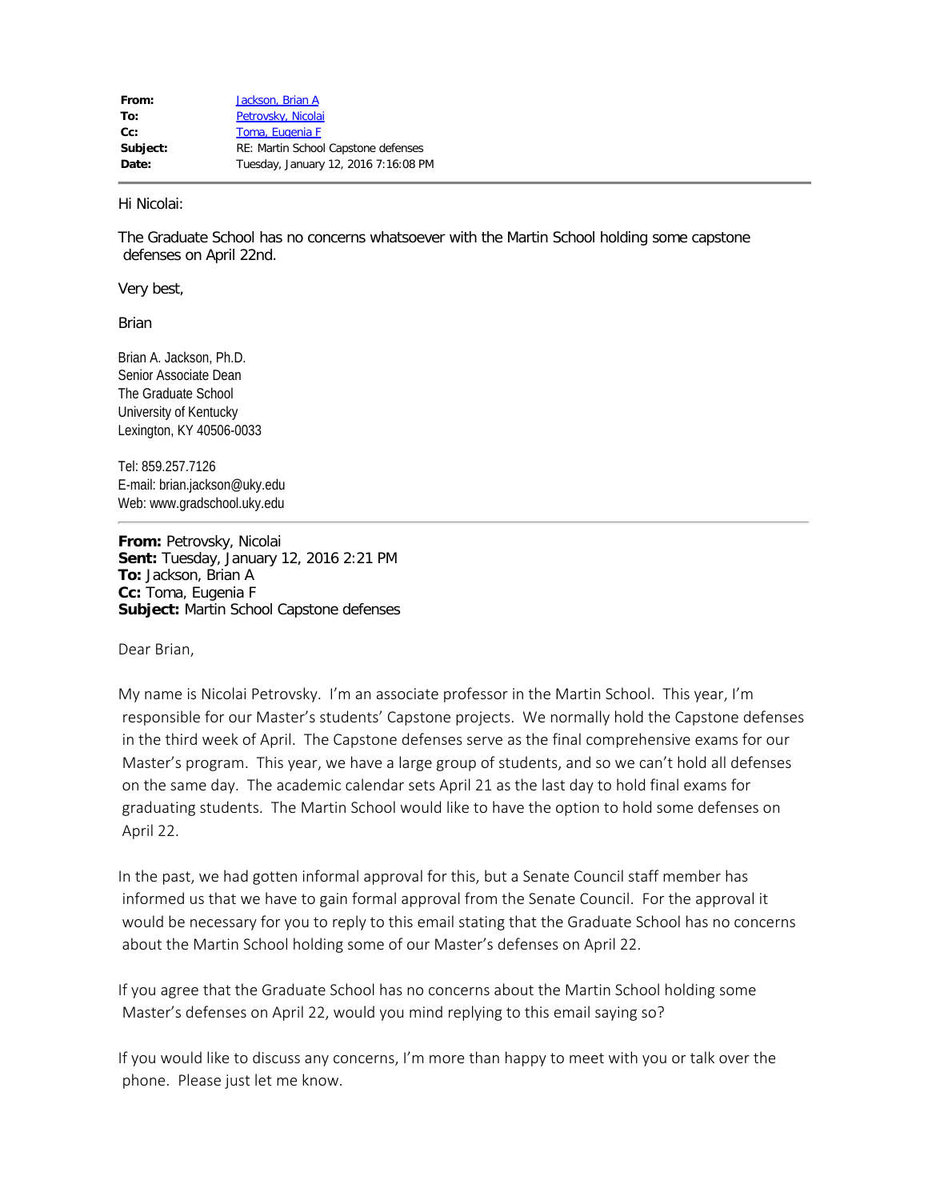| | |
|---|---|
| **From:** | Jackson, Brian A |
| **To:** | Petrovsky, Nicolai |
| **Cc:** | Toma, Eugenia F |
| **Subject:** | RE: Martin School Capstone defenses |
| **Date:** | Tuesday, January 12, 2016 7:16:08 PM |

---

Hi Nicolai:

The Graduate School has no concerns whatsoever with the Martin School holding some capstone defenses on April 22nd.

Very best,

Brian

Brian A. Jackson, Ph.D.
Senior Associate Dean
The Graduate School
University of Kentucky
Lexington, KY 40506-0033

Tel: 859.257.7126
E-mail: brian.jackson@uky.edu
Web: www.gradschool.uky.edu

---

**From:** Petrovsky, Nicolai
**Sent:** Tuesday, January 12, 2016 2:21 PM
**To:** Jackson, Brian A
**Cc:** Toma, Eugenia F
**Subject:** Martin School Capstone defenses

Dear Brian,

My name is Nicolai Petrovsky. I'm an associate professor in the Martin School. This year, I'm responsible for our Master's students' Capstone projects. We normally hold the Capstone defenses in the third week of April. The Capstone defenses serve as the final comprehensive exams for our Master's program. This year, we have a large group of students, and so we can't hold all defenses on the same day. The academic calendar sets April 21 as the last day to hold final exams for graduating students. The Martin School would like to have the option to hold some defenses on April 22.

In the past, we had gotten informal approval for this, but a Senate Council staff member has informed us that we have to gain formal approval from the Senate Council. For the approval it would be necessary for you to reply to this email stating that the Graduate School has no concerns about the Martin School holding some of our Master's defenses on April 22.

If you agree that the Graduate School has no concerns about the Martin School holding some Master's defenses on April 22, would you mind replying to this email saying so?

If you would like to discuss any concerns, I'm more than happy to meet with you or talk over the phone. Please just let me know.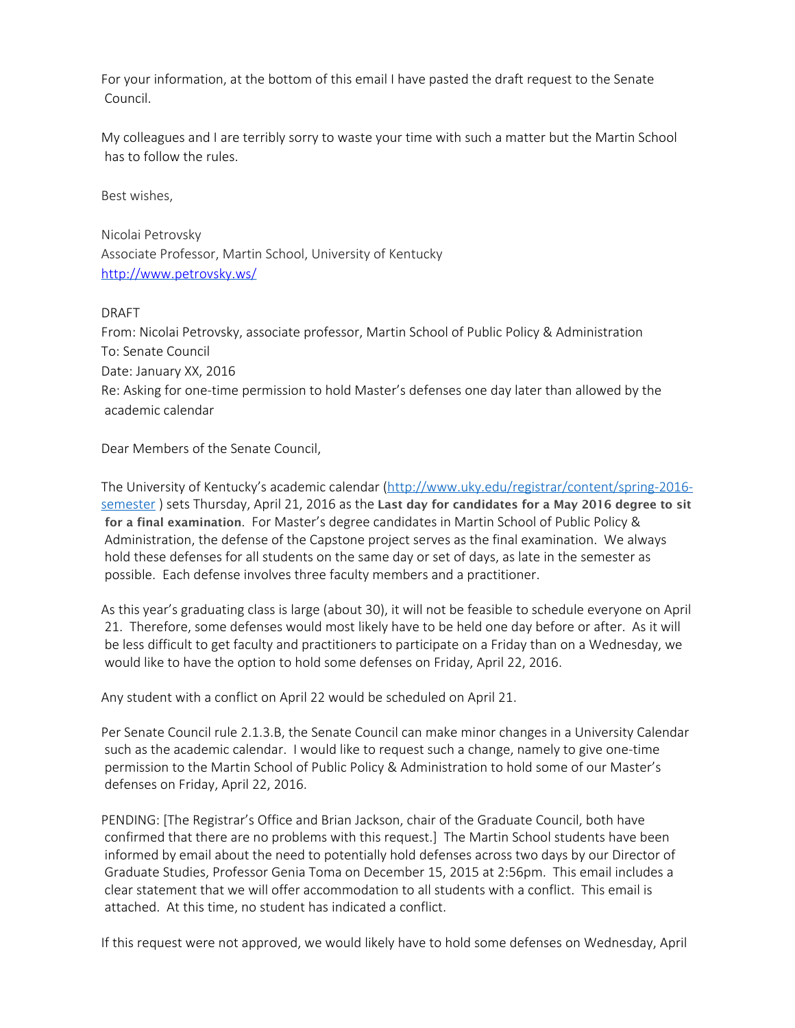For your information, at the bottom of this email I have pasted the draft request to the Senate Council.

My colleagues and I are terribly sorry to waste your time with such a matter but the Martin School has to follow the rules.

Best wishes,

Nicolai Petrovsky
Associate Professor, Martin School, University of Kentucky
[http://www.petrovsky.ws/](http://www.petrovsky.ws/)

DRAFT
From: Nicolai Petrovsky, associate professor, Martin School of Public Policy & Administration
To: Senate Council
Date: January XX, 2016
Re: Asking for one-time permission to hold Master's defenses one day later than allowed by the academic calendar

Dear Members of the Senate Council,

The University of Kentucky's academic calendar ([http://www.uky.edu/registrar/content/spring-2016-semester](http://www.uky.edu/registrar/content/spring-2016-semester) ) sets Thursday, April 21, 2016 as the **Last day for candidates for a May 2016 degree to sit for a final examination**. For Master's degree candidates in Martin School of Public Policy & Administration, the defense of the Capstone project serves as the final examination. We always hold these defenses for all students on the same day or set of days, as late in the semester as possible. Each defense involves three faculty members and a practitioner.

As this year's graduating class is large (about 30), it will not be feasible to schedule everyone on April 21. Therefore, some defenses would most likely have to be held one day before or after. As it will be less difficult to get faculty and practitioners to participate on a Friday than on a Wednesday, we would like to have the option to hold some defenses on Friday, April 22, 2016.

Any student with a conflict on April 22 would be scheduled on April 21.

Per Senate Council rule 2.1.3.B, the Senate Council can make minor changes in a University Calendar such as the academic calendar. I would like to request such a change, namely to give one-time permission to the Martin School of Public Policy & Administration to hold some of our Master's defenses on Friday, April 22, 2016.

PENDING: [The Registrar's Office and Brian Jackson, chair of the Graduate Council, both have confirmed that there are no problems with this request.] The Martin School students have been informed by email about the need to potentially hold defenses across two days by our Director of Graduate Studies, Professor Genia Toma on December 15, 2015 at 2:56pm. This email includes a clear statement that we will offer accommodation to all students with a conflict. This email is attached. At this time, no student has indicated a conflict.

If this request were not approved, we would likely have to hold some defenses on Wednesday, April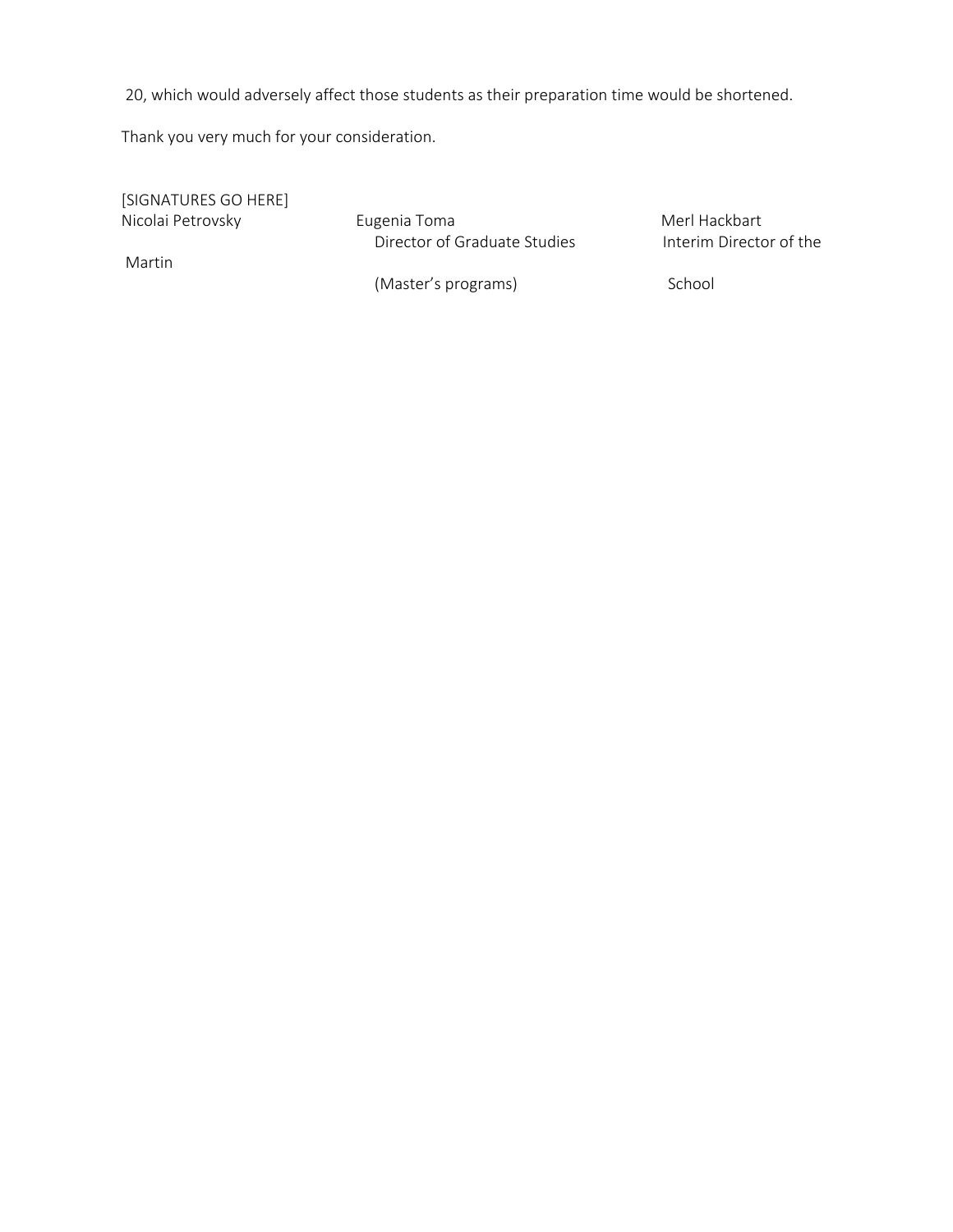20, which would adversely affect those students as their preparation time would be shortened.

Thank you very much for your consideration.

[SIGNATURES GO HERE]

| | | |
|---|---|---|
| Nicolai Petrovsky | Eugenia Toma | Merl Hackbart |
| | Director of Graduate Studies | Interim Director of the |
| Martin | | |
| | (Master's programs) | School |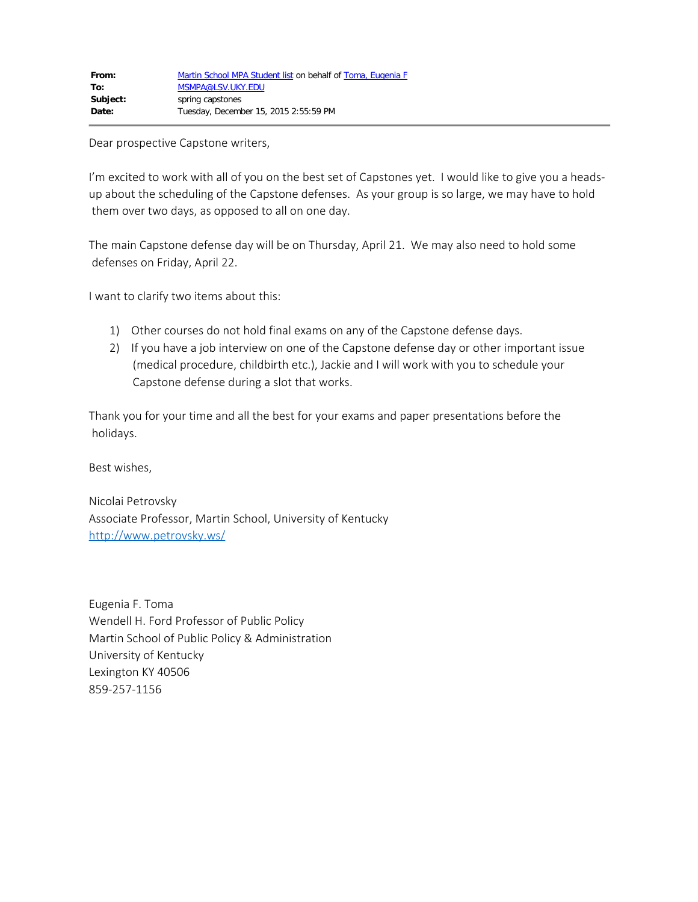**From:** Martin School MPA Student list on behalf of Toma, Eugenia F
**To:** MSMPA@LSV.UKY.EDU
**Subject:** spring capstones
**Date:** Tuesday, December 15, 2015 2:55:59 PM

---

Dear prospective Capstone writers,

I'm excited to work with all of you on the best set of Capstones yet. I would like to give you a heads-up about the scheduling of the Capstone defenses. As your group is so large, we may have to hold them over two days, as opposed to all on one day.

The main Capstone defense day will be on Thursday, April 21. We may also need to hold some defenses on Friday, April 22.

I want to clarify two items about this:

1) Other courses do not hold final exams on any of the Capstone defense days.
2) If you have a job interview on one of the Capstone defense day or other important issue (medical procedure, childbirth etc.), Jackie and I will work with you to schedule your Capstone defense during a slot that works.

Thank you for your time and all the best for your exams and paper presentations before the holidays.

Best wishes,

Nicolai Petrovsky
Associate Professor, Martin School, University of Kentucky
http://www.petrovsky.ws/

Eugenia F. Toma
Wendell H. Ford Professor of Public Policy
Martin School of Public Policy & Administration
University of Kentucky
Lexington KY 40506
859-257-1156